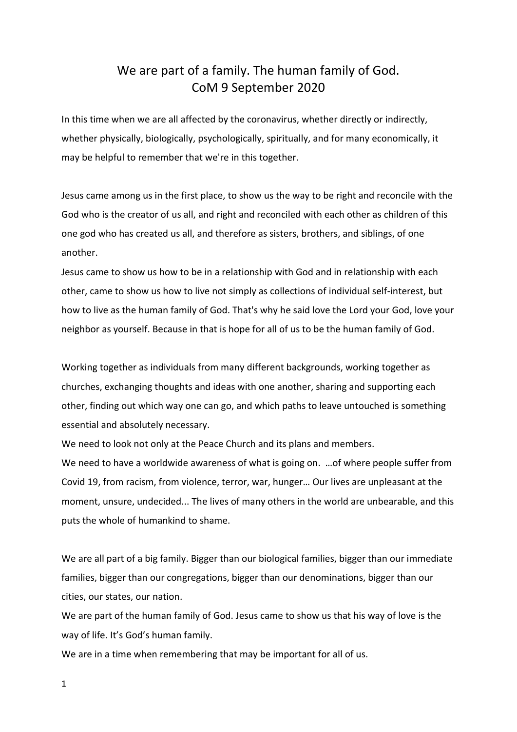# We are part of a family. The human family of God.
# CoM 9 September 2020

In this time when we are all affected by the coronavirus, whether directly or indirectly, whether physically, biologically, psychologically, spiritually, and for many economically, it may be helpful to remember that we're in this together.

Jesus came among us in the first place, to show us the way to be right and reconcile with the God who is the creator of us all, and right and reconciled with each other as children of this one god who has created us all, and therefore as sisters, brothers, and siblings, of one another.
Jesus came to show us how to be in a relationship with God and in relationship with each other, came to show us how to live not simply as collections of individual self-interest, but how to live as the human family of God. That's why he said love the Lord your God, love your neighbor as yourself. Because in that is hope for all of us to be the human family of God.

Working together as individuals from many different backgrounds, working together as churches, exchanging thoughts and ideas with one another, sharing and supporting each other, finding out which way one can go, and which paths to leave untouched is something essential and absolutely necessary.
We need to look not only at the Peace Church and its plans and members.
We need to have a worldwide awareness of what is going on. …of where people suffer from Covid 19, from racism, from violence, terror, war, hunger… Our lives are unpleasant at the moment, unsure, undecided... The lives of many others in the world are unbearable, and this puts the whole of humankind to shame.

We are all part of a big family. Bigger than our biological families, bigger than our immediate families, bigger than our congregations, bigger than our denominations, bigger than our cities, our states, our nation.
We are part of the human family of God. Jesus came to show us that his way of love is the way of life. It's God's human family.
We are in a time when remembering that may be important for all of us.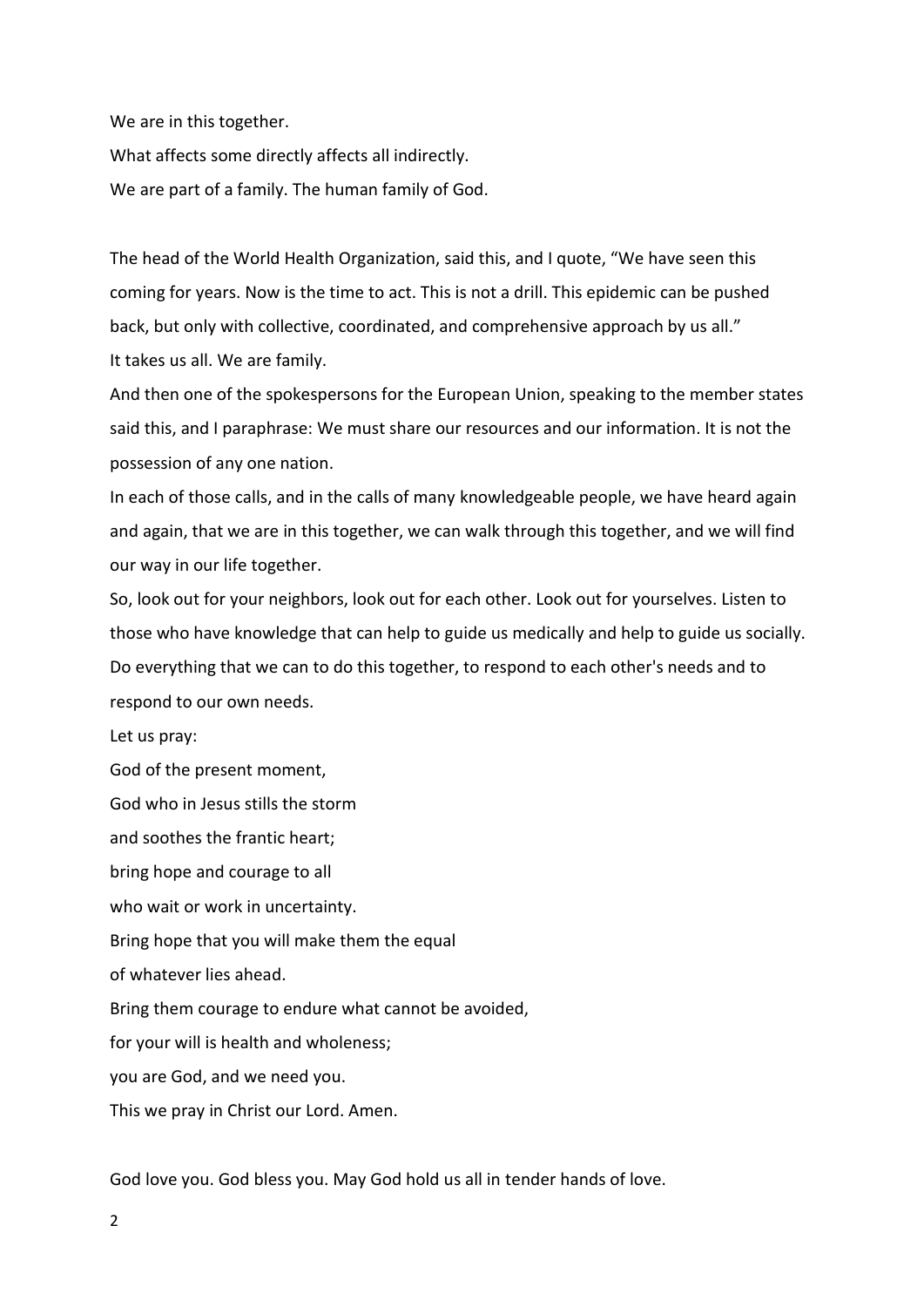We are in this together.

What affects some directly affects all indirectly.

We are part of a family. The human family of God.

The head of the World Health Organization, said this, and I quote, "We have seen this coming for years. Now is the time to act. This is not a drill. This epidemic can be pushed back, but only with collective, coordinated, and comprehensive approach by us all."

It takes us all. We are family.

And then one of the spokespersons for the European Union, speaking to the member states said this, and I paraphrase: We must share our resources and our information. It is not the possession of any one nation.

In each of those calls, and in the calls of many knowledgeable people, we have heard again and again, that we are in this together, we can walk through this together, and we will find our way in our life together.

So, look out for your neighbors, look out for each other. Look out for yourselves. Listen to those who have knowledge that can help to guide us medically and help to guide us socially. Do everything that we can to do this together, to respond to each other's needs and to respond to our own needs.

Let us pray:

God of the present moment,

God who in Jesus stills the storm

and soothes the frantic heart;

bring hope and courage to all

who wait or work in uncertainty.

Bring hope that you will make them the equal

of whatever lies ahead.

Bring them courage to endure what cannot be avoided,

for your will is health and wholeness;

you are God, and we need you.

This we pray in Christ our Lord. Amen.

God love you. God bless you. May God hold us all in tender hands of love.